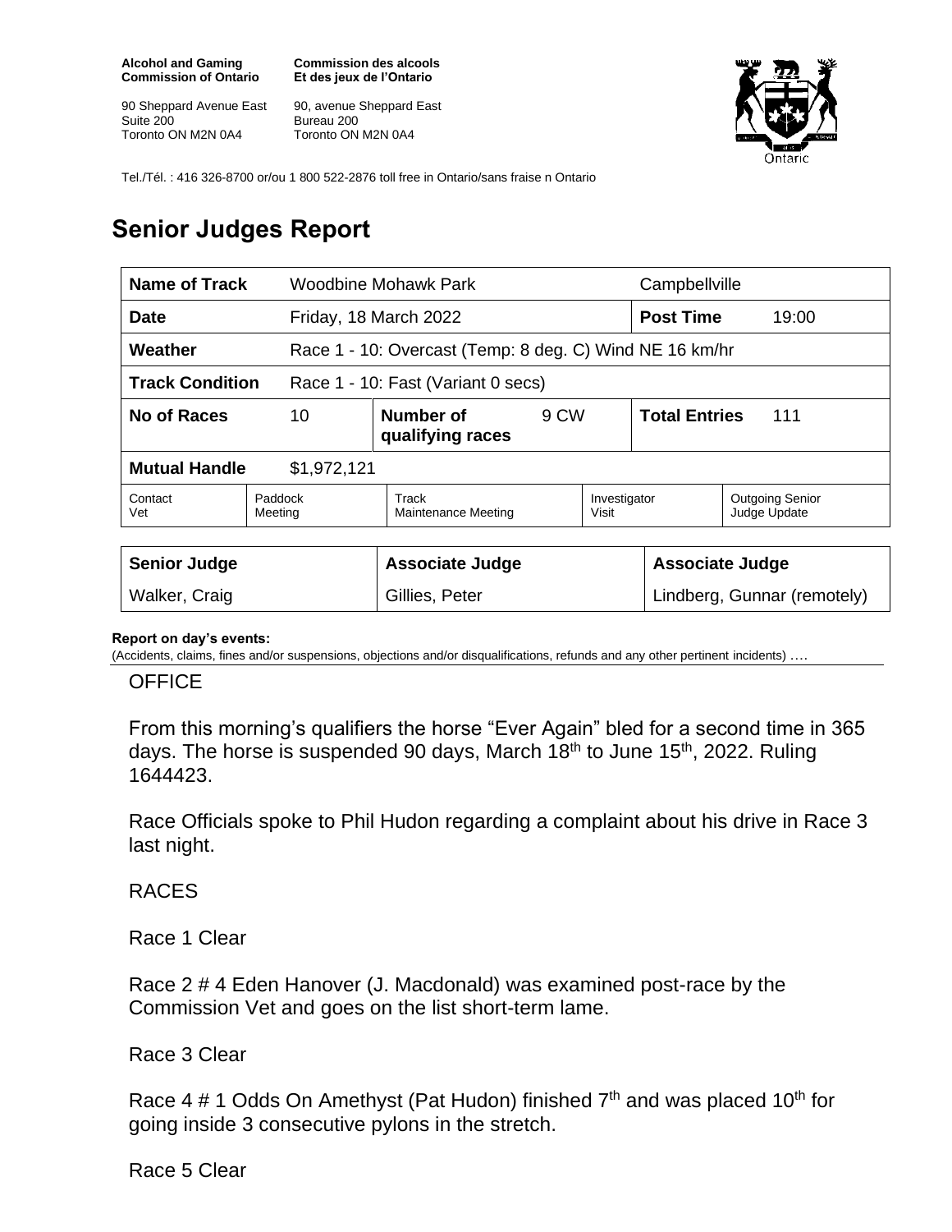**Alcohol and Gaming Commission of Ontario**

90 Sheppard Avenue East
Suite 200
Toronto ON M2N 0A4

**Commission des alcools Et des jeux de l'Ontario**

90, avenue Sheppard East
Bureau 200
Toronto ON M2N 0A4

Tel./Tél. : 416 326-8700 or/ou 1 800 522-2876 toll free in Ontario/sans fraise n Ontario

# Senior Judges Report

| **Name of Track** | Woodbine Mohawk Park | | | Campbellville | |
|---|---|---|---|---|---|
| **Date** | Friday, 18 March 2022 | | | **Post Time** | 19:00 |
| **Weather** | Race 1 - 10: Overcast (Temp: 8 deg. C) Wind NE 16 km/hr | | | | |
| **Track Condition** | Race 1 - 10: Fast (Variant 0 secs) | | | | |
| **No of Races** | 10 | **Number of qualifying races** | 9 CW | **Total Entries** | 111 |
| **Mutual Handle** | $1,972,121 | | | | |
| Contact Vet | Paddock Meeting | Track Maintenance Meeting | Investigator Visit | Outgoing Senior Judge Update | |

| **Senior Judge** | **Associate Judge** | **Associate Judge** |
|---|---|---|
| Walker, Craig | Gillies, Peter | Lindberg, Gunnar (remotely) |

**Report on day's events:**
(Accidents, claims, fines and/or suspensions, objections and/or disqualifications, refunds and any other pertinent incidents) ….

OFFICE

From this morning's qualifiers the horse "Ever Again" bled for a second time in 365 days. The horse is suspended 90 days, March 18th to June 15th, 2022. Ruling 1644423.

Race Officials spoke to Phil Hudon regarding a complaint about his drive in Race 3 last night.

RACES

Race 1 Clear

Race 2 # 4 Eden Hanover (J. Macdonald) was examined post-race by the Commission Vet and goes on the list short-term lame.

Race 3 Clear

Race 4 # 1 Odds On Amethyst (Pat Hudon) finished 7th and was placed 10th for going inside 3 consecutive pylons in the stretch.

Race 5 Clear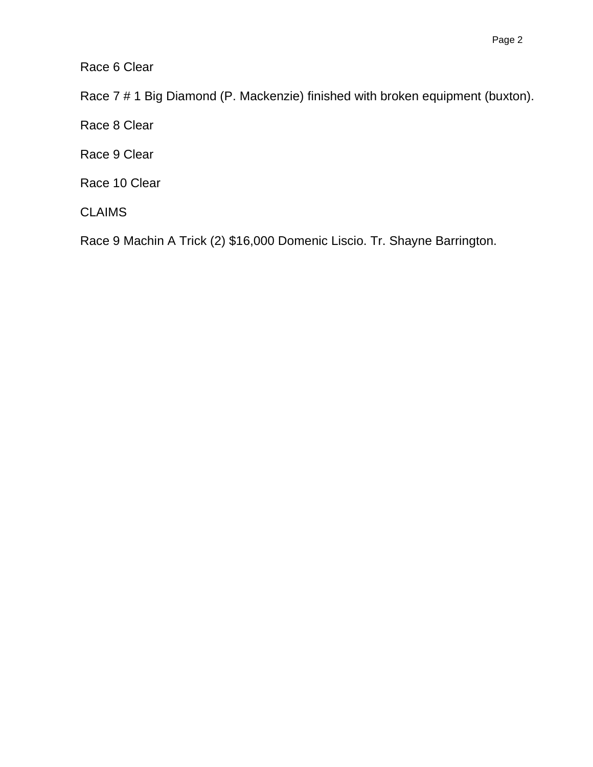Race 6 Clear

Race 7 # 1 Big Diamond (P. Mackenzie) finished with broken equipment (buxton).

Race 8 Clear

Race 9 Clear

Race 10 Clear

CLAIMS

Race 9 Machin A Trick (2) $16,000 Domenic Liscio. Tr. Shayne Barrington.